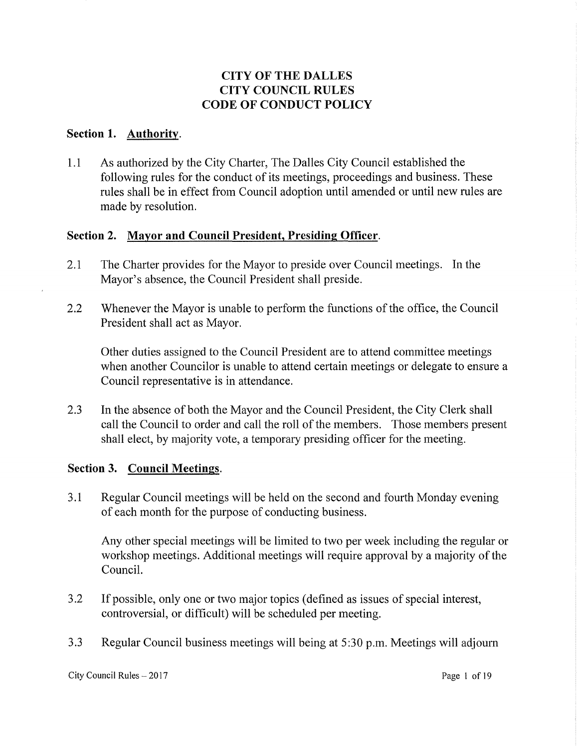# CITY OF THE DALLES
# CITY COUNCIL RULES
# CODE OF CONDUCT POLICY

## Section 1. Authority.

1.1 As authorized by the City Charter, The Dalles City Council established the following rules for the conduct of its meetings, proceedings and business. These rules shall be in effect from Council adoption until amended or until new rules are made by resolution.

## Section 2. Mayor and Council President, Presiding Officer.

2.1 The Charter provides for the Mayor to preside over Council meetings. In the Mayor's absence, the Council President shall preside.

2.2 Whenever the Mayor is unable to perform the functions of the office, the Council President shall act as Mayor.

Other duties assigned to the Council President are to attend committee meetings when another Councilor is unable to attend certain meetings or delegate to ensure a Council representative is in attendance.

2.3 In the absence of both the Mayor and the Council President, the City Clerk shall call the Council to order and call the roll of the members. Those members present shall elect, by majority vote, a temporary presiding officer for the meeting.

## Section 3. Council Meetings.

3.1 Regular Council meetings will be held on the second and fourth Monday evening of each month for the purpose of conducting business.

Any other special meetings will be limited to two per week including the regular or workshop meetings. Additional meetings will require approval by a majority of the Council.

3.2 If possible, only one or two major topics (defined as issues of special interest, controversial, or difficult) will be scheduled per meeting.

3.3 Regular Council business meetings will being at 5:30 p.m. Meetings will adjourn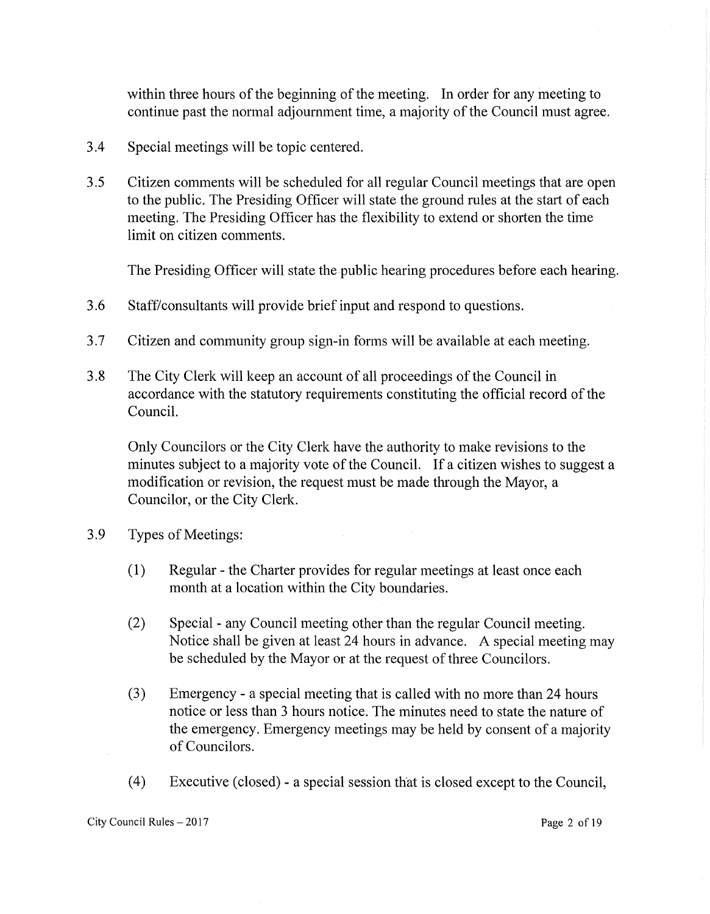within three hours of the beginning of the meeting. In order for any meeting to continue past the normal adjournment time, a majority of the Council must agree.

3.4 Special meetings will be topic centered.

3.5 Citizen comments will be scheduled for all regular Council meetings that are open to the public. The Presiding Officer will state the ground rules at the start of each meeting. The Presiding Officer has the flexibility to extend or shorten the time limit on citizen comments.

The Presiding Officer will state the public hearing procedures before each hearing.

3.6 Staff/consultants will provide brief input and respond to questions.

3.7 Citizen and community group sign-in forms will be available at each meeting.

3.8 The City Clerk will keep an account of all proceedings of the Council in accordance with the statutory requirements constituting the official record of the Council.

Only Councilors or the City Clerk have the authority to make revisions to the minutes subject to a majority vote of the Council. If a citizen wishes to suggest a modification or revision, the request must be made through the Mayor, a Councilor, or the City Clerk.

3.9 Types of Meetings:

(1) Regular - the Charter provides for regular meetings at least once each month at a location within the City boundaries.

(2) Special - any Council meeting other than the regular Council meeting. Notice shall be given at least 24 hours in advance. A special meeting may be scheduled by the Mayor or at the request of three Councilors.

(3) Emergency - a special meeting that is called with no more than 24 hours notice or less than 3 hours notice. The minutes need to state the nature of the emergency. Emergency meetings may be held by consent of a majority of Councilors.

(4) Executive (closed) - a special session that is closed except to the Council,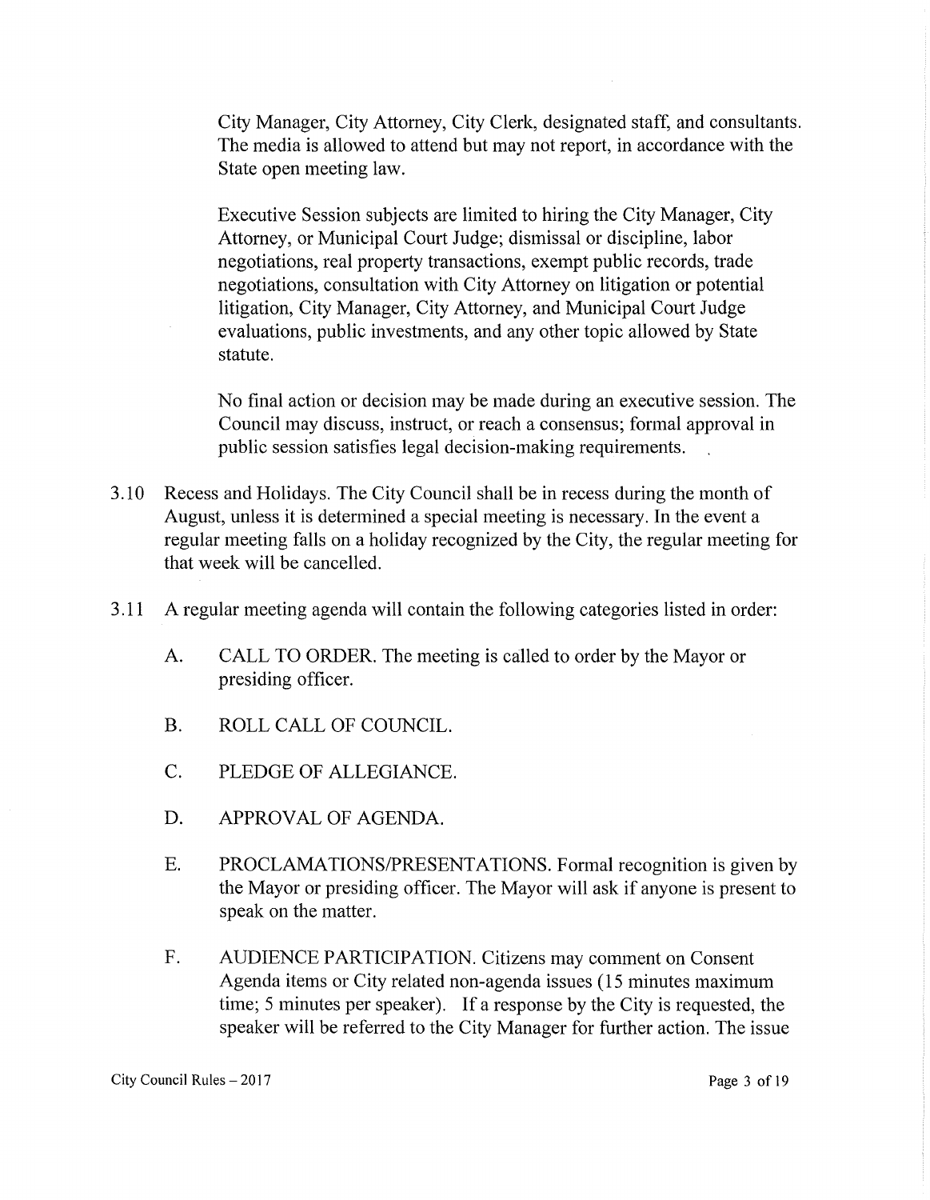City Manager, City Attorney, City Clerk, designated staff, and consultants. The media is allowed to attend but may not report, in accordance with the State open meeting law.

Executive Session subjects are limited to hiring the City Manager, City Attorney, or Municipal Court Judge; dismissal or discipline, labor negotiations, real property transactions, exempt public records, trade negotiations, consultation with City Attorney on litigation or potential litigation, City Manager, City Attorney, and Municipal Court Judge evaluations, public investments, and any other topic allowed by State statute.

No final action or decision may be made during an executive session. The Council may discuss, instruct, or reach a consensus; formal approval in public session satisfies legal decision-making requirements.

3.10 Recess and Holidays. The City Council shall be in recess during the month of August, unless it is determined a special meeting is necessary. In the event a regular meeting falls on a holiday recognized by the City, the regular meeting for that week will be cancelled.

3.11 A regular meeting agenda will contain the following categories listed in order:

A. CALL TO ORDER. The meeting is called to order by the Mayor or presiding officer.

B. ROLL CALL OF COUNCIL.

C. PLEDGE OF ALLEGIANCE.

D. APPROVAL OF AGENDA.

E. PROCLAMATIONS/PRESENTATIONS. Formal recognition is given by the Mayor or presiding officer. The Mayor will ask if anyone is present to speak on the matter.

F. AUDIENCE PARTICIPATION. Citizens may comment on Consent Agenda items or City related non-agenda issues (15 minutes maximum time; 5 minutes per speaker). If a response by the City is requested, the speaker will be referred to the City Manager for further action. The issue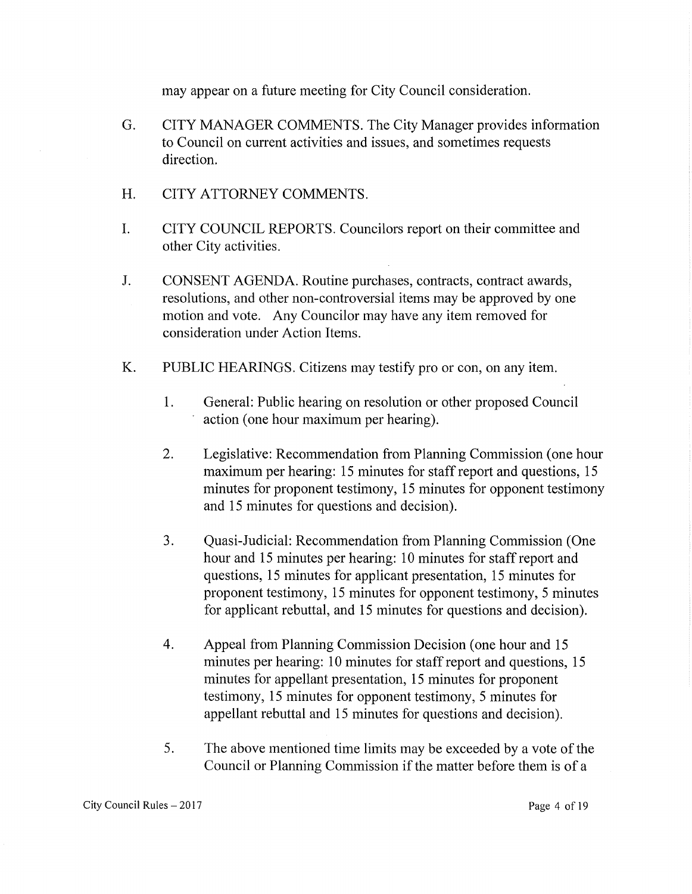may appear on a future meeting for City Council consideration.

G. CITY MANAGER COMMENTS. The City Manager provides information to Council on current activities and issues, and sometimes requests direction.

H. CITY ATTORNEY COMMENTS.

I. CITY COUNCIL REPORTS. Councilors report on their committee and other City activities.

J. CONSENT AGENDA. Routine purchases, contracts, contract awards, resolutions, and other non-controversial items may be approved by one motion and vote. Any Councilor may have any item removed for consideration under Action Items.

K. PUBLIC HEARINGS. Citizens may testify pro or con, on any item.

1. General: Public hearing on resolution or other proposed Council action (one hour maximum per hearing).

2. Legislative: Recommendation from Planning Commission (one hour maximum per hearing: 15 minutes for staff report and questions, 15 minutes for proponent testimony, 15 minutes for opponent testimony and 15 minutes for questions and decision).

3. Quasi-Judicial: Recommendation from Planning Commission (One hour and 15 minutes per hearing: 10 minutes for staff report and questions, 15 minutes for applicant presentation, 15 minutes for proponent testimony, 15 minutes for opponent testimony, 5 minutes for applicant rebuttal, and 15 minutes for questions and decision).

4. Appeal from Planning Commission Decision (one hour and 15 minutes per hearing: 10 minutes for staff report and questions, 15 minutes for appellant presentation, 15 minutes for proponent testimony, 15 minutes for opponent testimony, 5 minutes for appellant rebuttal and 15 minutes for questions and decision).

5. The above mentioned time limits may be exceeded by a vote of the Council or Planning Commission if the matter before them is of a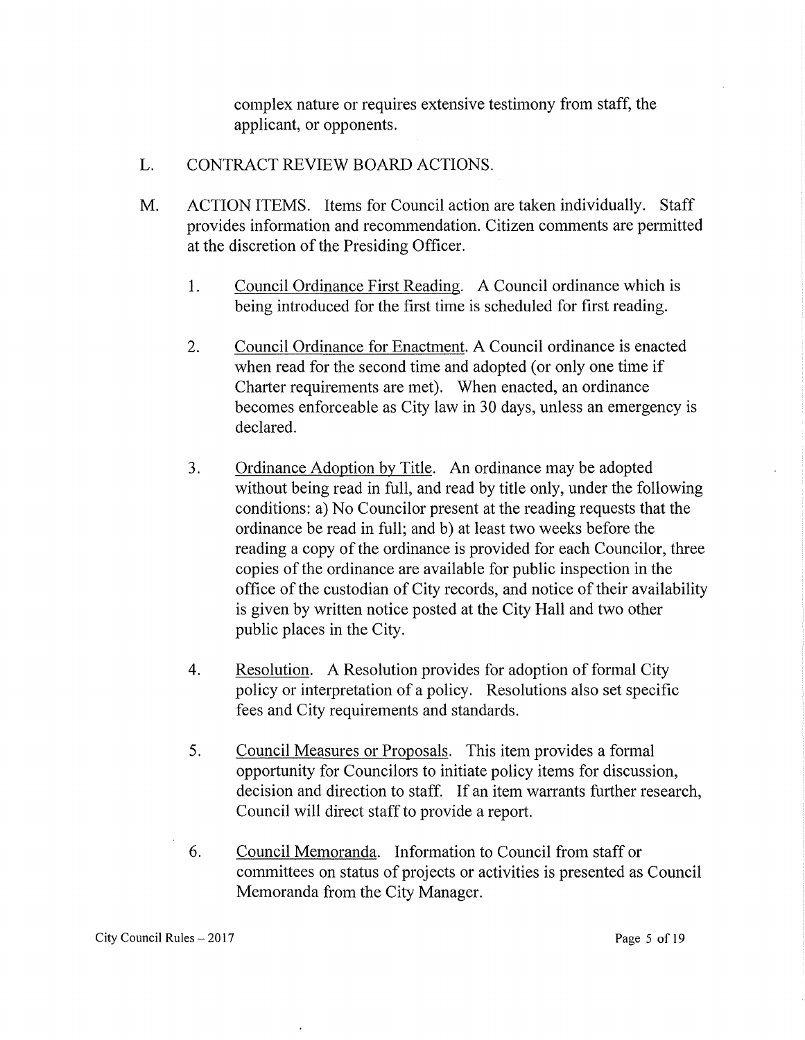complex nature or requires extensive testimony from staff, the applicant, or opponents.

L. CONTRACT REVIEW BOARD ACTIONS.

M. ACTION ITEMS. Items for Council action are taken individually. Staff provides information and recommendation. Citizen comments are permitted at the discretion of the Presiding Officer.

1. Council Ordinance First Reading. A Council ordinance which is being introduced for the first time is scheduled for first reading.

2. Council Ordinance for Enactment. A Council ordinance is enacted when read for the second time and adopted (or only one time if Charter requirements are met). When enacted, an ordinance becomes enforceable as City law in 30 days, unless an emergency is declared.

3. Ordinance Adoption by Title. An ordinance may be adopted without being read in full, and read by title only, under the following conditions: a) No Councilor present at the reading requests that the ordinance be read in full; and b) at least two weeks before the reading a copy of the ordinance is provided for each Councilor, three copies of the ordinance are available for public inspection in the office of the custodian of City records, and notice of their availability is given by written notice posted at the City Hall and two other public places in the City.

4. Resolution. A Resolution provides for adoption of formal City policy or interpretation of a policy. Resolutions also set specific fees and City requirements and standards.

5. Council Measures or Proposals. This item provides a formal opportunity for Councilors to initiate policy items for discussion, decision and direction to staff. If an item warrants further research, Council will direct staff to provide a report.

6. Council Memoranda. Information to Council from staff or committees on status of projects or activities is presented as Council Memoranda from the City Manager.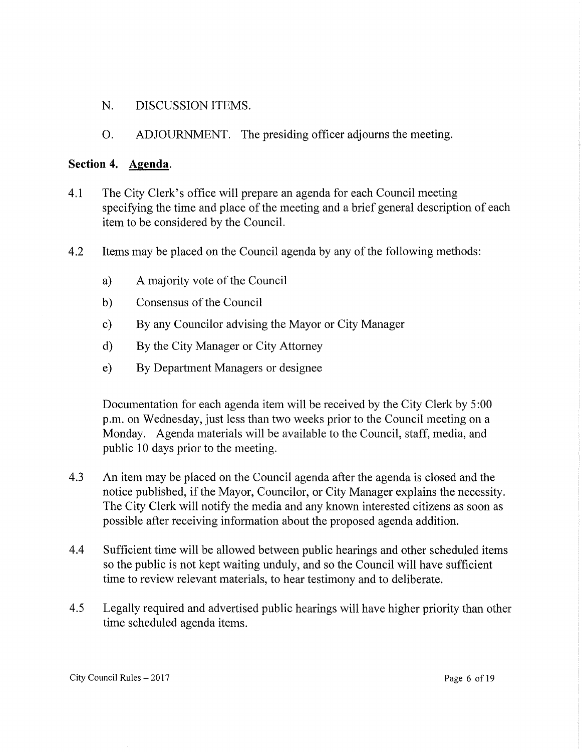N. DISCUSSION ITEMS.

O. ADJOURNMENT. The presiding officer adjourns the meeting.

## Section 4. Agenda.

4.1 The City Clerk's office will prepare an agenda for each Council meeting specifying the time and place of the meeting and a brief general description of each item to be considered by the Council.

4.2 Items may be placed on the Council agenda by any of the following methods:

a) A majority vote of the Council

b) Consensus of the Council

c) By any Councilor advising the Mayor or City Manager

d) By the City Manager or City Attorney

e) By Department Managers or designee

Documentation for each agenda item will be received by the City Clerk by 5:00 p.m. on Wednesday, just less than two weeks prior to the Council meeting on a Monday. Agenda materials will be available to the Council, staff, media, and public 10 days prior to the meeting.

4.3 An item may be placed on the Council agenda after the agenda is closed and the notice published, if the Mayor, Councilor, or City Manager explains the necessity. The City Clerk will notify the media and any known interested citizens as soon as possible after receiving information about the proposed agenda addition.

4.4 Sufficient time will be allowed between public hearings and other scheduled items so the public is not kept waiting unduly, and so the Council will have sufficient time to review relevant materials, to hear testimony and to deliberate.

4.5 Legally required and advertised public hearings will have higher priority than other time scheduled agenda items.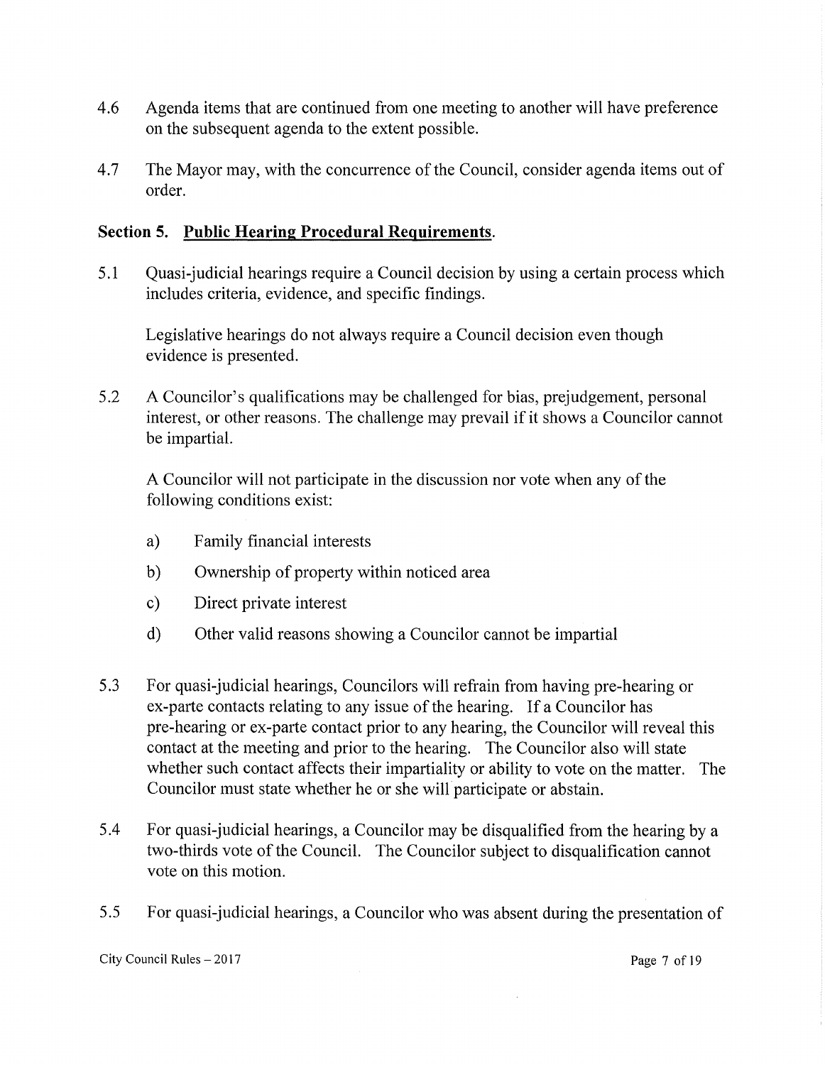4.6 Agenda items that are continued from one meeting to another will have preference on the subsequent agenda to the extent possible.

4.7 The Mayor may, with the concurrence of the Council, consider agenda items out of order.

## Section 5. Public Hearing Procedural Requirements.

5.1 Quasi-judicial hearings require a Council decision by using a certain process which includes criteria, evidence, and specific findings.

Legislative hearings do not always require a Council decision even though evidence is presented.

5.2 A Councilor's qualifications may be challenged for bias, prejudgement, personal interest, or other reasons. The challenge may prevail if it shows a Councilor cannot be impartial.

A Councilor will not participate in the discussion nor vote when any of the following conditions exist:

a) Family financial interests

b) Ownership of property within noticed area

c) Direct private interest

d) Other valid reasons showing a Councilor cannot be impartial

5.3 For quasi-judicial hearings, Councilors will refrain from having pre-hearing or ex-parte contacts relating to any issue of the hearing. If a Councilor has pre-hearing or ex-parte contact prior to any hearing, the Councilor will reveal this contact at the meeting and prior to the hearing. The Councilor also will state whether such contact affects their impartiality or ability to vote on the matter. The Councilor must state whether he or she will participate or abstain.

5.4 For quasi-judicial hearings, a Councilor may be disqualified from the hearing by a two-thirds vote of the Council. The Councilor subject to disqualification cannot vote on this motion.

5.5 For quasi-judicial hearings, a Councilor who was absent during the presentation of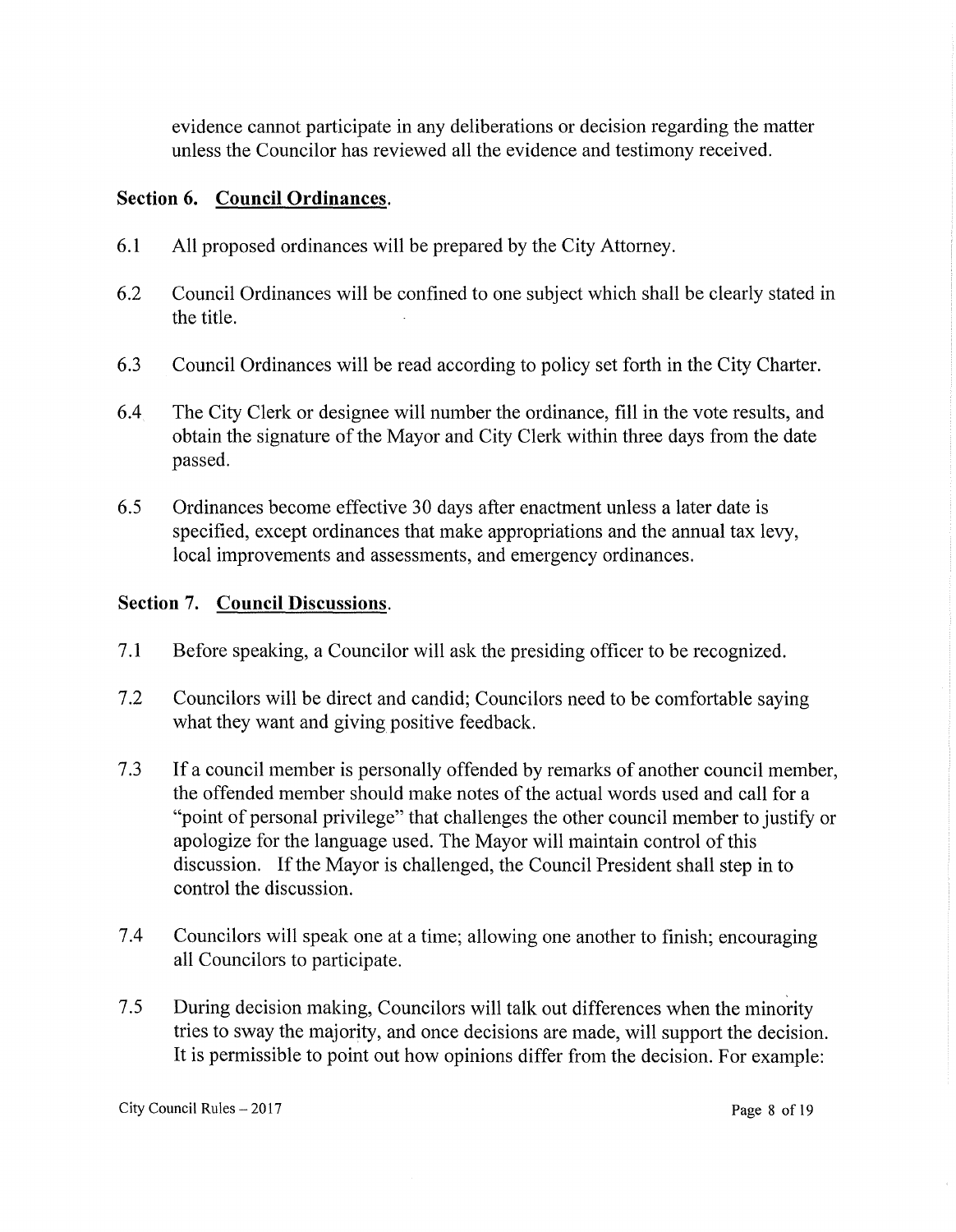evidence cannot participate in any deliberations or decision regarding the matter unless the Councilor has reviewed all the evidence and testimony received.

## Section 6. Council Ordinances.

6.1 All proposed ordinances will be prepared by the City Attorney.

6.2 Council Ordinances will be confined to one subject which shall be clearly stated in the title.

6.3 Council Ordinances will be read according to policy set forth in the City Charter.

6.4 The City Clerk or designee will number the ordinance, fill in the vote results, and obtain the signature of the Mayor and City Clerk within three days from the date passed.

6.5 Ordinances become effective 30 days after enactment unless a later date is specified, except ordinances that make appropriations and the annual tax levy, local improvements and assessments, and emergency ordinances.

## Section 7. Council Discussions.

7.1 Before speaking, a Councilor will ask the presiding officer to be recognized.

7.2 Councilors will be direct and candid; Councilors need to be comfortable saying what they want and giving positive feedback.

7.3 If a council member is personally offended by remarks of another council member, the offended member should make notes of the actual words used and call for a "point of personal privilege" that challenges the other council member to justify or apologize for the language used. The Mayor will maintain control of this discussion. If the Mayor is challenged, the Council President shall step in to control the discussion.

7.4 Councilors will speak one at a time; allowing one another to finish; encouraging all Councilors to participate.

7.5 During decision making, Councilors will talk out differences when the minority tries to sway the majority, and once decisions are made, will support the decision. It is permissible to point out how opinions differ from the decision. For example: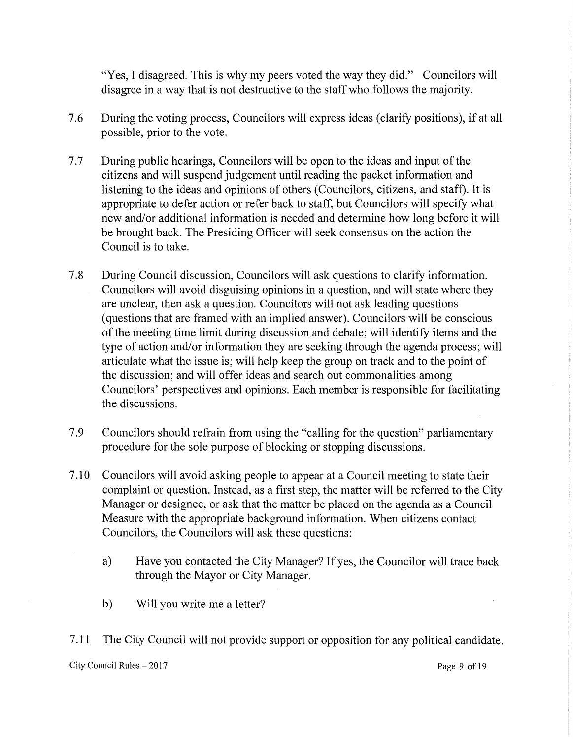"Yes, I disagreed. This is why my peers voted the way they did." Councilors will disagree in a way that is not destructive to the staff who follows the majority.

7.6 During the voting process, Councilors will express ideas (clarify positions), if at all possible, prior to the vote.

7.7 During public hearings, Councilors will be open to the ideas and input of the citizens and will suspend judgement until reading the packet information and listening to the ideas and opinions of others (Councilors, citizens, and staff). It is appropriate to defer action or refer back to staff, but Councilors will specify what new and/or additional information is needed and determine how long before it will be brought back. The Presiding Officer will seek consensus on the action the Council is to take.

7.8 During Council discussion, Councilors will ask questions to clarify information. Councilors will avoid disguising opinions in a question, and will state where they are unclear, then ask a question. Councilors will not ask leading questions (questions that are framed with an implied answer). Councilors will be conscious of the meeting time limit during discussion and debate; will identify items and the type of action and/or information they are seeking through the agenda process; will articulate what the issue is; will help keep the group on track and to the point of the discussion; and will offer ideas and search out commonalities among Councilors' perspectives and opinions. Each member is responsible for facilitating the discussions.

7.9 Councilors should refrain from using the "calling for the question" parliamentary procedure for the sole purpose of blocking or stopping discussions.

7.10 Councilors will avoid asking people to appear at a Council meeting to state their complaint or question. Instead, as a first step, the matter will be referred to the City Manager or designee, or ask that the matter be placed on the agenda as a Council Measure with the appropriate background information. When citizens contact Councilors, the Councilors will ask these questions:

a) Have you contacted the City Manager? If yes, the Councilor will trace back through the Mayor or City Manager.

b) Will you write me a letter?

7.11 The City Council will not provide support or opposition for any political candidate.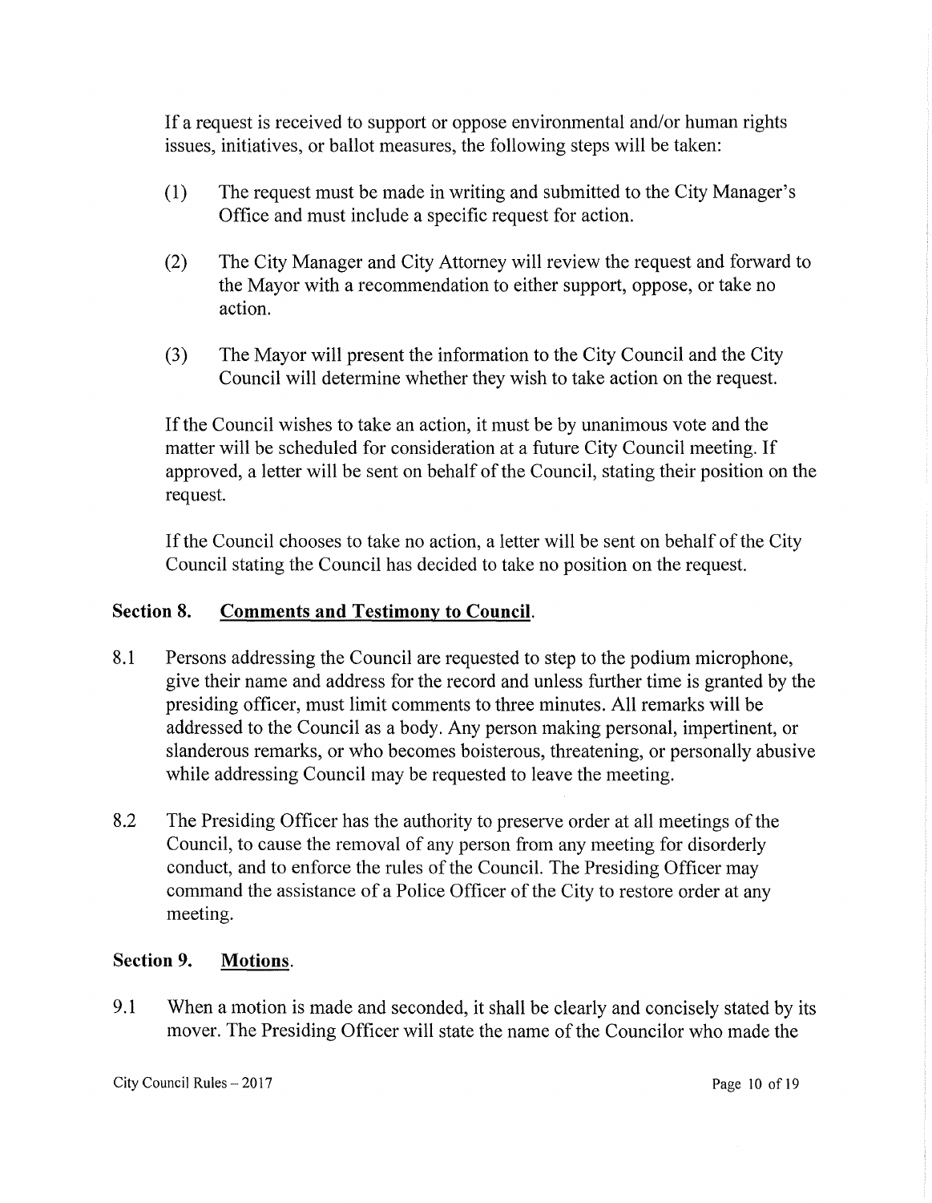If a request is received to support or oppose environmental and/or human rights issues, initiatives, or ballot measures, the following steps will be taken:

(1) The request must be made in writing and submitted to the City Manager's Office and must include a specific request for action.

(2) The City Manager and City Attorney will review the request and forward to the Mayor with a recommendation to either support, oppose, or take no action.

(3) The Mayor will present the information to the City Council and the City Council will determine whether they wish to take action on the request.

If the Council wishes to take an action, it must be by unanimous vote and the matter will be scheduled for consideration at a future City Council meeting. If approved, a letter will be sent on behalf of the Council, stating their position on the request.

If the Council chooses to take no action, a letter will be sent on behalf of the City Council stating the Council has decided to take no position on the request.

## Section 8. Comments and Testimony to Council.

8.1 Persons addressing the Council are requested to step to the podium microphone, give their name and address for the record and unless further time is granted by the presiding officer, must limit comments to three minutes. All remarks will be addressed to the Council as a body. Any person making personal, impertinent, or slanderous remarks, or who becomes boisterous, threatening, or personally abusive while addressing Council may be requested to leave the meeting.

8.2 The Presiding Officer has the authority to preserve order at all meetings of the Council, to cause the removal of any person from any meeting for disorderly conduct, and to enforce the rules of the Council. The Presiding Officer may command the assistance of a Police Officer of the City to restore order at any meeting.

## Section 9. Motions.

9.1 When a motion is made and seconded, it shall be clearly and concisely stated by its mover. The Presiding Officer will state the name of the Councilor who made the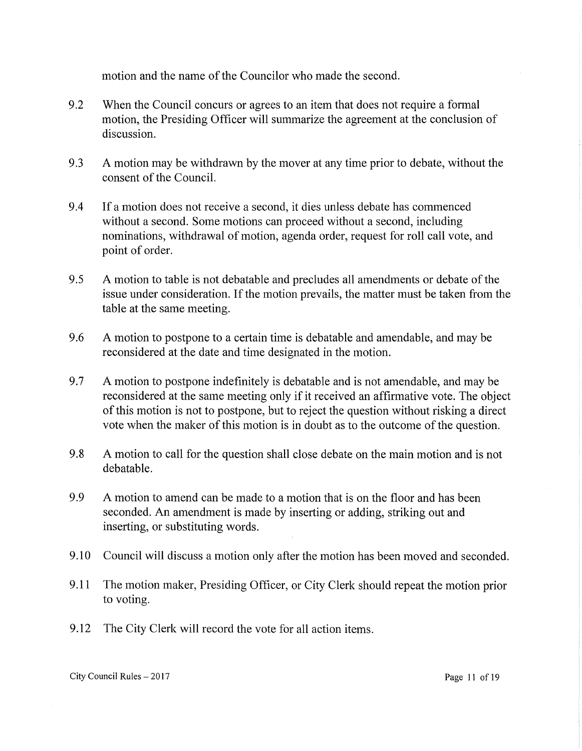motion and the name of the Councilor who made the second.

9.2 When the Council concurs or agrees to an item that does not require a formal motion, the Presiding Officer will summarize the agreement at the conclusion of discussion.

9.3 A motion may be withdrawn by the mover at any time prior to debate, without the consent of the Council.

9.4 If a motion does not receive a second, it dies unless debate has commenced without a second. Some motions can proceed without a second, including nominations, withdrawal of motion, agenda order, request for roll call vote, and point of order.

9.5 A motion to table is not debatable and precludes all amendments or debate of the issue under consideration. If the motion prevails, the matter must be taken from the table at the same meeting.

9.6 A motion to postpone to a certain time is debatable and amendable, and may be reconsidered at the date and time designated in the motion.

9.7 A motion to postpone indefinitely is debatable and is not amendable, and may be reconsidered at the same meeting only if it received an affirmative vote. The object of this motion is not to postpone, but to reject the question without risking a direct vote when the maker of this motion is in doubt as to the outcome of the question.

9.8 A motion to call for the question shall close debate on the main motion and is not debatable.

9.9 A motion to amend can be made to a motion that is on the floor and has been seconded. An amendment is made by inserting or adding, striking out and inserting, or substituting words.

9.10 Council will discuss a motion only after the motion has been moved and seconded.

9.11 The motion maker, Presiding Officer, or City Clerk should repeat the motion prior to voting.

9.12 The City Clerk will record the vote for all action items.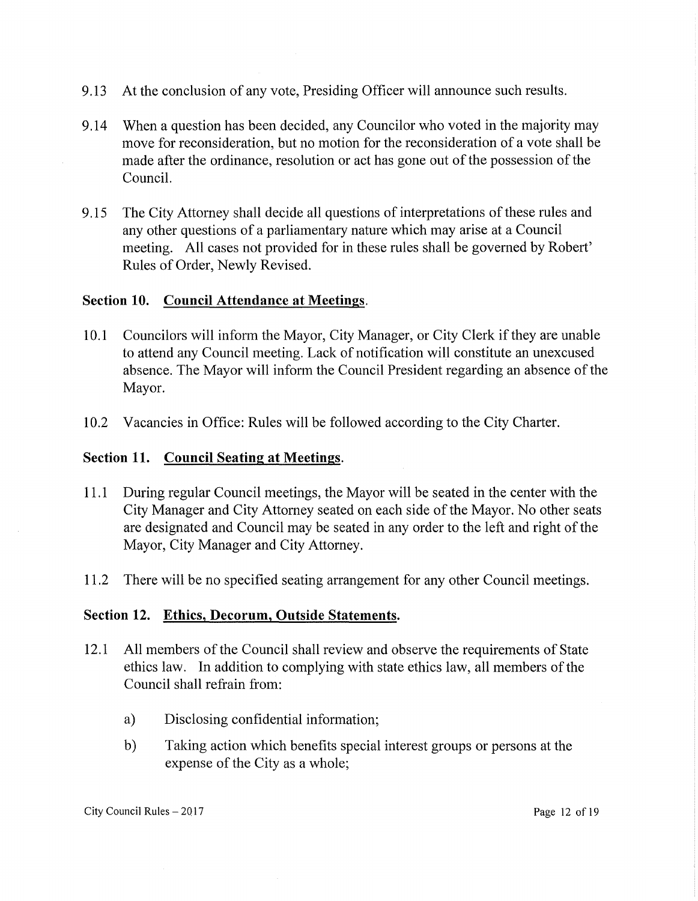9.13 At the conclusion of any vote, Presiding Officer will announce such results.

9.14 When a question has been decided, any Councilor who voted in the majority may move for reconsideration, but no motion for the reconsideration of a vote shall be made after the ordinance, resolution or act has gone out of the possession of the Council.

9.15 The City Attorney shall decide all questions of interpretations of these rules and any other questions of a parliamentary nature which may arise at a Council meeting. All cases not provided for in these rules shall be governed by Robert' Rules of Order, Newly Revised.

### Section 10. Council Attendance at Meetings.

10.1 Councilors will inform the Mayor, City Manager, or City Clerk if they are unable to attend any Council meeting. Lack of notification will constitute an unexcused absence. The Mayor will inform the Council President regarding an absence of the Mayor.

10.2 Vacancies in Office: Rules will be followed according to the City Charter.

### Section 11. Council Seating at Meetings.

11.1 During regular Council meetings, the Mayor will be seated in the center with the City Manager and City Attorney seated on each side of the Mayor. No other seats are designated and Council may be seated in any order to the left and right of the Mayor, City Manager and City Attorney.

11.2 There will be no specified seating arrangement for any other Council meetings.

### Section 12. Ethics, Decorum, Outside Statements.

12.1 All members of the Council shall review and observe the requirements of State ethics law. In addition to complying with state ethics law, all members of the Council shall refrain from:

a) Disclosing confidential information;

b) Taking action which benefits special interest groups or persons at the expense of the City as a whole;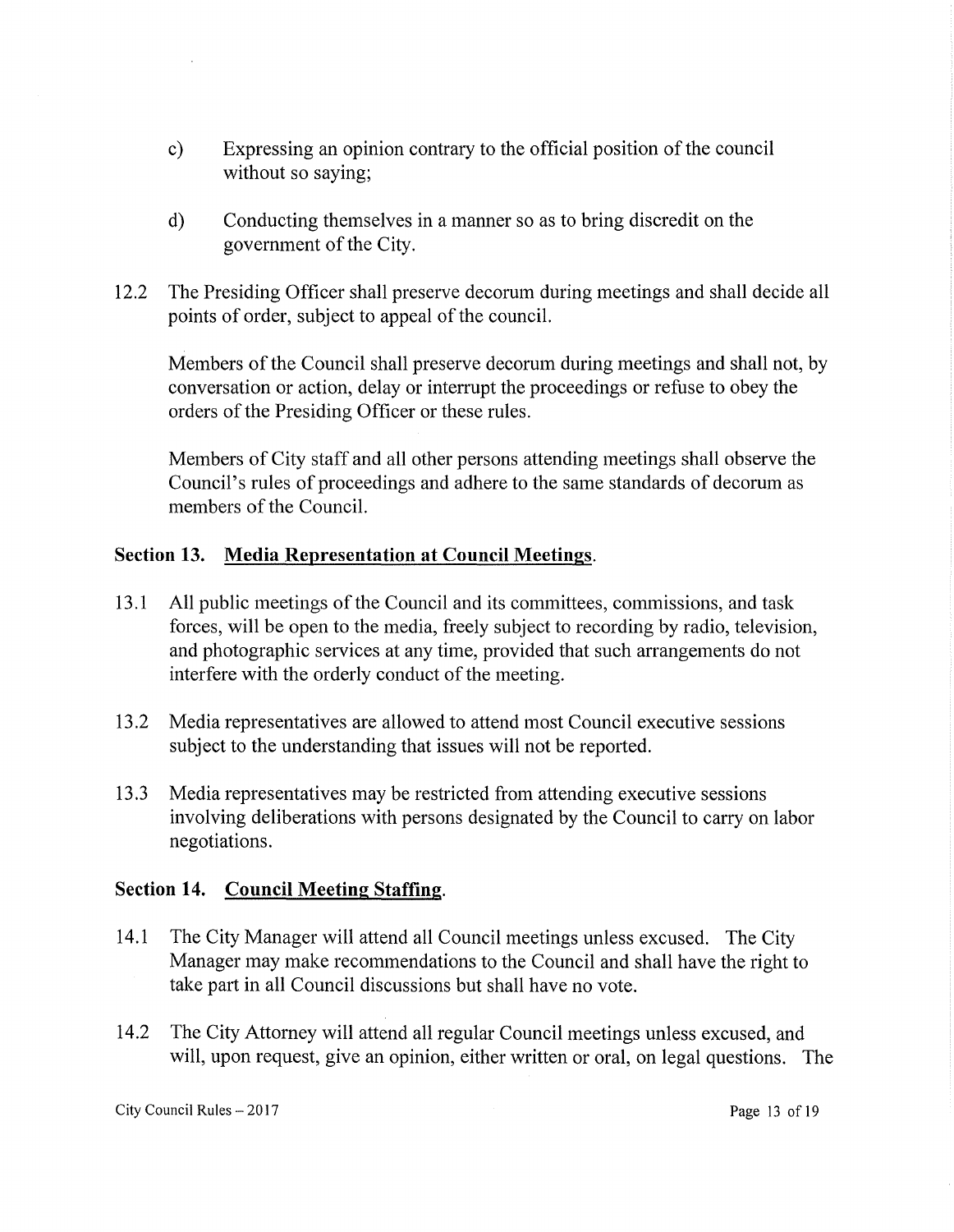c) Expressing an opinion contrary to the official position of the council without so saying;

d) Conducting themselves in a manner so as to bring discredit on the government of the City.

12.2 The Presiding Officer shall preserve decorum during meetings and shall decide all points of order, subject to appeal of the council.

Members of the Council shall preserve decorum during meetings and shall not, by conversation or action, delay or interrupt the proceedings or refuse to obey the orders of the Presiding Officer or these rules.

Members of City staff and all other persons attending meetings shall observe the Council's rules of proceedings and adhere to the same standards of decorum as members of the Council.

## Section 13. Media Representation at Council Meetings.

13.1 All public meetings of the Council and its committees, commissions, and task forces, will be open to the media, freely subject to recording by radio, television, and photographic services at any time, provided that such arrangements do not interfere with the orderly conduct of the meeting.

13.2 Media representatives are allowed to attend most Council executive sessions subject to the understanding that issues will not be reported.

13.3 Media representatives may be restricted from attending executive sessions involving deliberations with persons designated by the Council to carry on labor negotiations.

## Section 14. Council Meeting Staffing.

14.1 The City Manager will attend all Council meetings unless excused. The City Manager may make recommendations to the Council and shall have the right to take part in all Council discussions but shall have no vote.

14.2 The City Attorney will attend all regular Council meetings unless excused, and will, upon request, give an opinion, either written or oral, on legal questions. The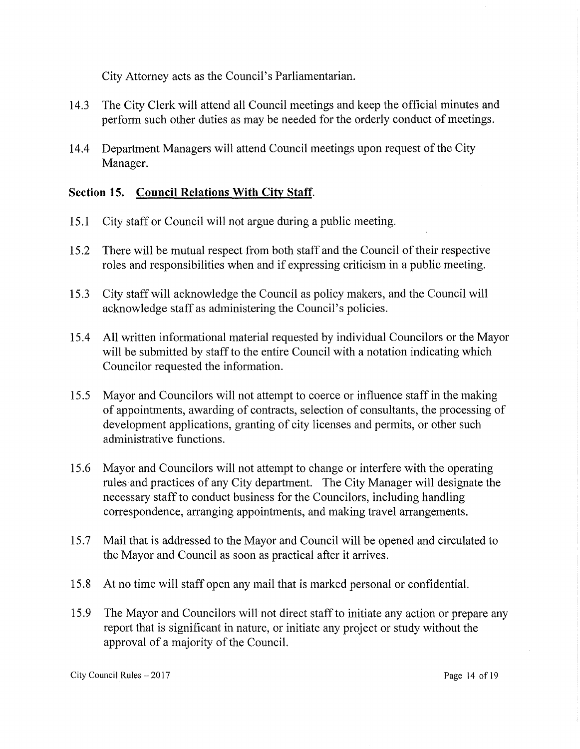City Attorney acts as the Council's Parliamentarian.

14.3 The City Clerk will attend all Council meetings and keep the official minutes and perform such other duties as may be needed for the orderly conduct of meetings.

14.4 Department Managers will attend Council meetings upon request of the City Manager.

## Section 15. Council Relations With City Staff.

15.1 City staff or Council will not argue during a public meeting.

15.2 There will be mutual respect from both staff and the Council of their respective roles and responsibilities when and if expressing criticism in a public meeting.

15.3 City staff will acknowledge the Council as policy makers, and the Council will acknowledge staff as administering the Council's policies.

15.4 All written informational material requested by individual Councilors or the Mayor will be submitted by staff to the entire Council with a notation indicating which Councilor requested the information.

15.5 Mayor and Councilors will not attempt to coerce or influence staff in the making of appointments, awarding of contracts, selection of consultants, the processing of development applications, granting of city licenses and permits, or other such administrative functions.

15.6 Mayor and Councilors will not attempt to change or interfere with the operating rules and practices of any City department. The City Manager will designate the necessary staff to conduct business for the Councilors, including handling correspondence, arranging appointments, and making travel arrangements.

15.7 Mail that is addressed to the Mayor and Council will be opened and circulated to the Mayor and Council as soon as practical after it arrives.

15.8 At no time will staff open any mail that is marked personal or confidential.

15.9 The Mayor and Councilors will not direct staff to initiate any action or prepare any report that is significant in nature, or initiate any project or study without the approval of a majority of the Council.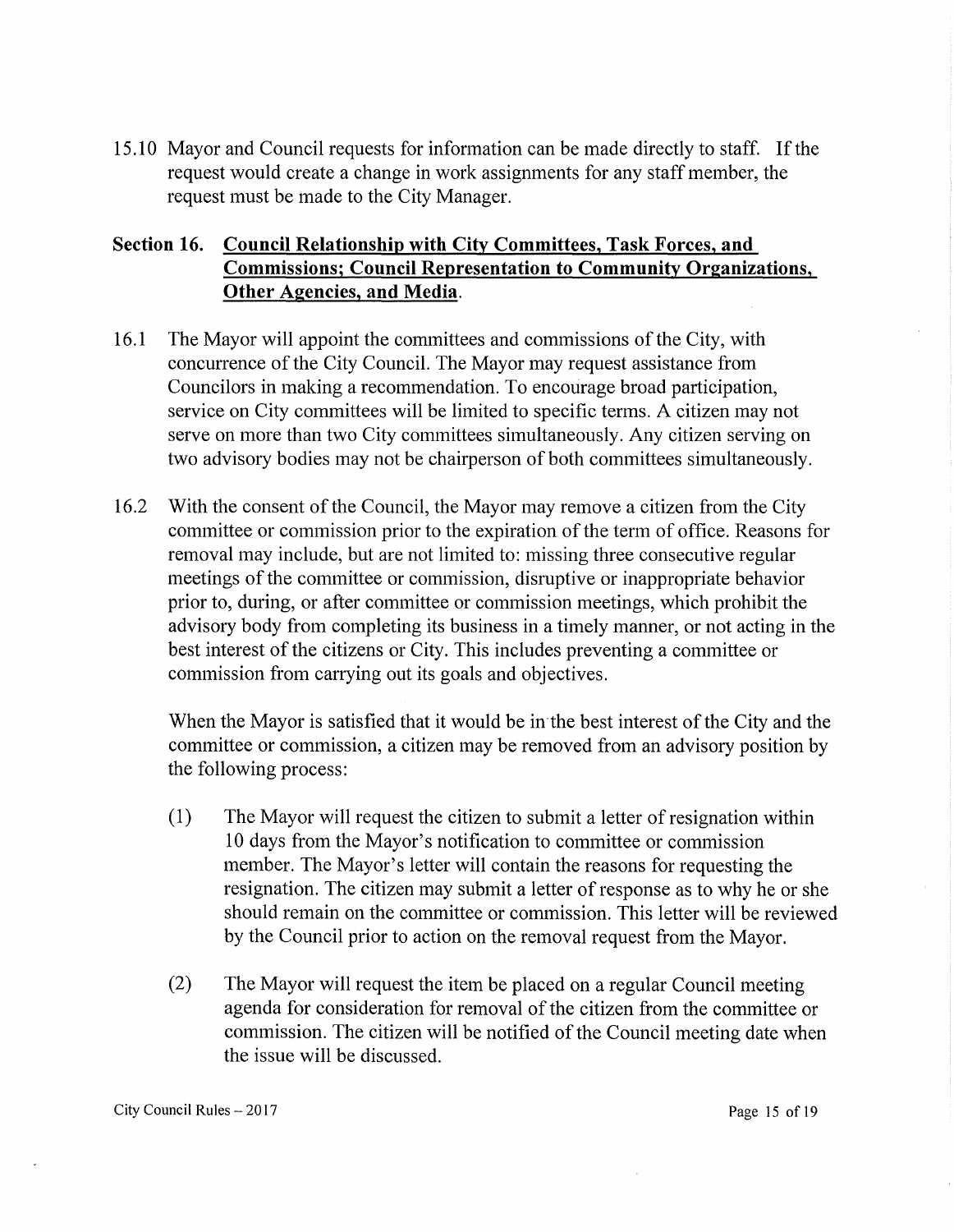15.10 Mayor and Council requests for information can be made directly to staff. If the request would create a change in work assignments for any staff member, the request must be made to the City Manager.

## Section 16. <u>Council Relationship with City Committees, Task Forces, and Commissions; Council Representation to Community Organizations, Other Agencies, and Media</u>.

16.1 The Mayor will appoint the committees and commissions of the City, with concurrence of the City Council. The Mayor may request assistance from Councilors in making a recommendation. To encourage broad participation, service on City committees will be limited to specific terms. A citizen may not serve on more than two City committees simultaneously. Any citizen serving on two advisory bodies may not be chairperson of both committees simultaneously.

16.2 With the consent of the Council, the Mayor may remove a citizen from the City committee or commission prior to the expiration of the term of office. Reasons for removal may include, but are not limited to: missing three consecutive regular meetings of the committee or commission, disruptive or inappropriate behavior prior to, during, or after committee or commission meetings, which prohibit the advisory body from completing its business in a timely manner, or not acting in the best interest of the citizens or City. This includes preventing a committee or commission from carrying out its goals and objectives.

When the Mayor is satisfied that it would be in the best interest of the City and the committee or commission, a citizen may be removed from an advisory position by the following process:

(1) The Mayor will request the citizen to submit a letter of resignation within 10 days from the Mayor's notification to committee or commission member. The Mayor's letter will contain the reasons for requesting the resignation. The citizen may submit a letter of response as to why he or she should remain on the committee or commission. This letter will be reviewed by the Council prior to action on the removal request from the Mayor.

(2) The Mayor will request the item be placed on a regular Council meeting agenda for consideration for removal of the citizen from the committee or commission. The citizen will be notified of the Council meeting date when the issue will be discussed.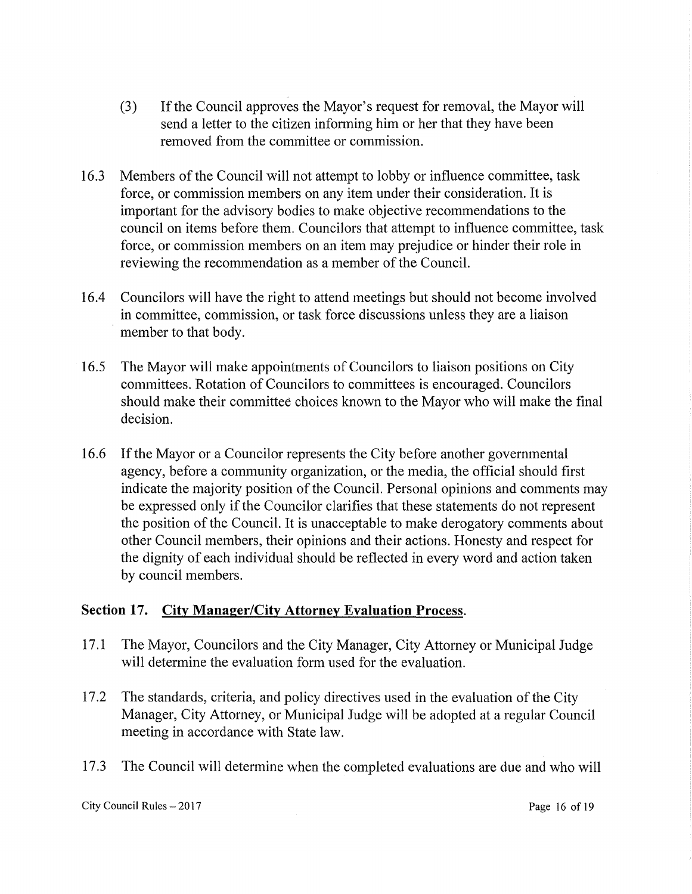(3) If the Council approves the Mayor's request for removal, the Mayor will send a letter to the citizen informing him or her that they have been removed from the committee or commission.

16.3 Members of the Council will not attempt to lobby or influence committee, task force, or commission members on any item under their consideration. It is important for the advisory bodies to make objective recommendations to the council on items before them. Councilors that attempt to influence committee, task force, or commission members on an item may prejudice or hinder their role in reviewing the recommendation as a member of the Council.

16.4 Councilors will have the right to attend meetings but should not become involved in committee, commission, or task force discussions unless they are a liaison member to that body.

16.5 The Mayor will make appointments of Councilors to liaison positions on City committees. Rotation of Councilors to committees is encouraged. Councilors should make their committee choices known to the Mayor who will make the final decision.

16.6 If the Mayor or a Councilor represents the City before another governmental agency, before a community organization, or the media, the official should first indicate the majority position of the Council. Personal opinions and comments may be expressed only if the Councilor clarifies that these statements do not represent the position of the Council. It is unacceptable to make derogatory comments about other Council members, their opinions and their actions. Honesty and respect for the dignity of each individual should be reflected in every word and action taken by council members.

## Section 17. City Manager/City Attorney Evaluation Process.

17.1 The Mayor, Councilors and the City Manager, City Attorney or Municipal Judge will determine the evaluation form used for the evaluation.

17.2 The standards, criteria, and policy directives used in the evaluation of the City Manager, City Attorney, or Municipal Judge will be adopted at a regular Council meeting in accordance with State law.

17.3 The Council will determine when the completed evaluations are due and who will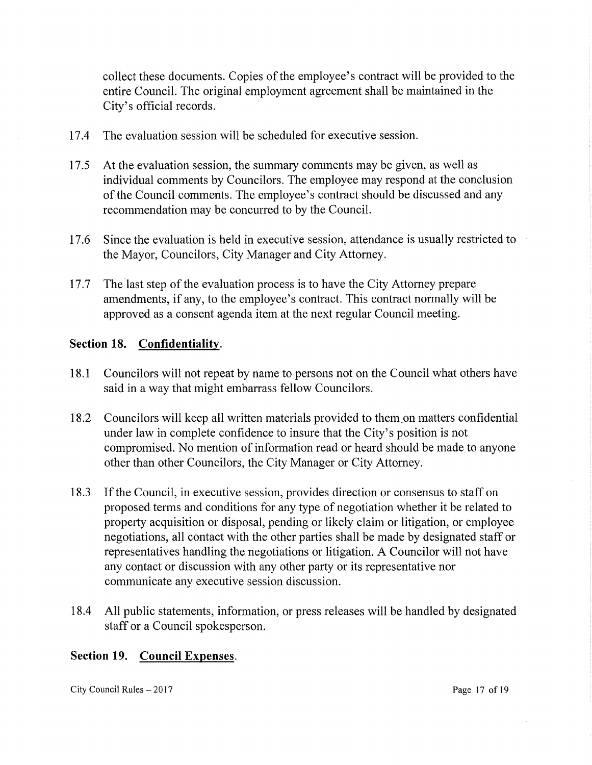collect these documents. Copies of the employee's contract will be provided to the entire Council. The original employment agreement shall be maintained in the City's official records.

17.4 The evaluation session will be scheduled for executive session.

17.5 At the evaluation session, the summary comments may be given, as well as individual comments by Councilors. The employee may respond at the conclusion of the Council comments. The employee's contract should be discussed and any recommendation may be concurred to by the Council.

17.6 Since the evaluation is held in executive session, attendance is usually restricted to the Mayor, Councilors, City Manager and City Attorney.

17.7 The last step of the evaluation process is to have the City Attorney prepare amendments, if any, to the employee's contract. This contract normally will be approved as a consent agenda item at the next regular Council meeting.

## Section 18. Confidentiality.

18.1 Councilors will not repeat by name to persons not on the Council what others have said in a way that might embarrass fellow Councilors.

18.2 Councilors will keep all written materials provided to them on matters confidential under law in complete confidence to insure that the City's position is not compromised. No mention of information read or heard should be made to anyone other than other Councilors, the City Manager or City Attorney.

18.3 If the Council, in executive session, provides direction or consensus to staff on proposed terms and conditions for any type of negotiation whether it be related to property acquisition or disposal, pending or likely claim or litigation, or employee negotiations, all contact with the other parties shall be made by designated staff or representatives handling the negotiations or litigation. A Councilor will not have any contact or discussion with any other party or its representative nor communicate any executive session discussion.

18.4 All public statements, information, or press releases will be handled by designated staff or a Council spokesperson.

## Section 19. Council Expenses.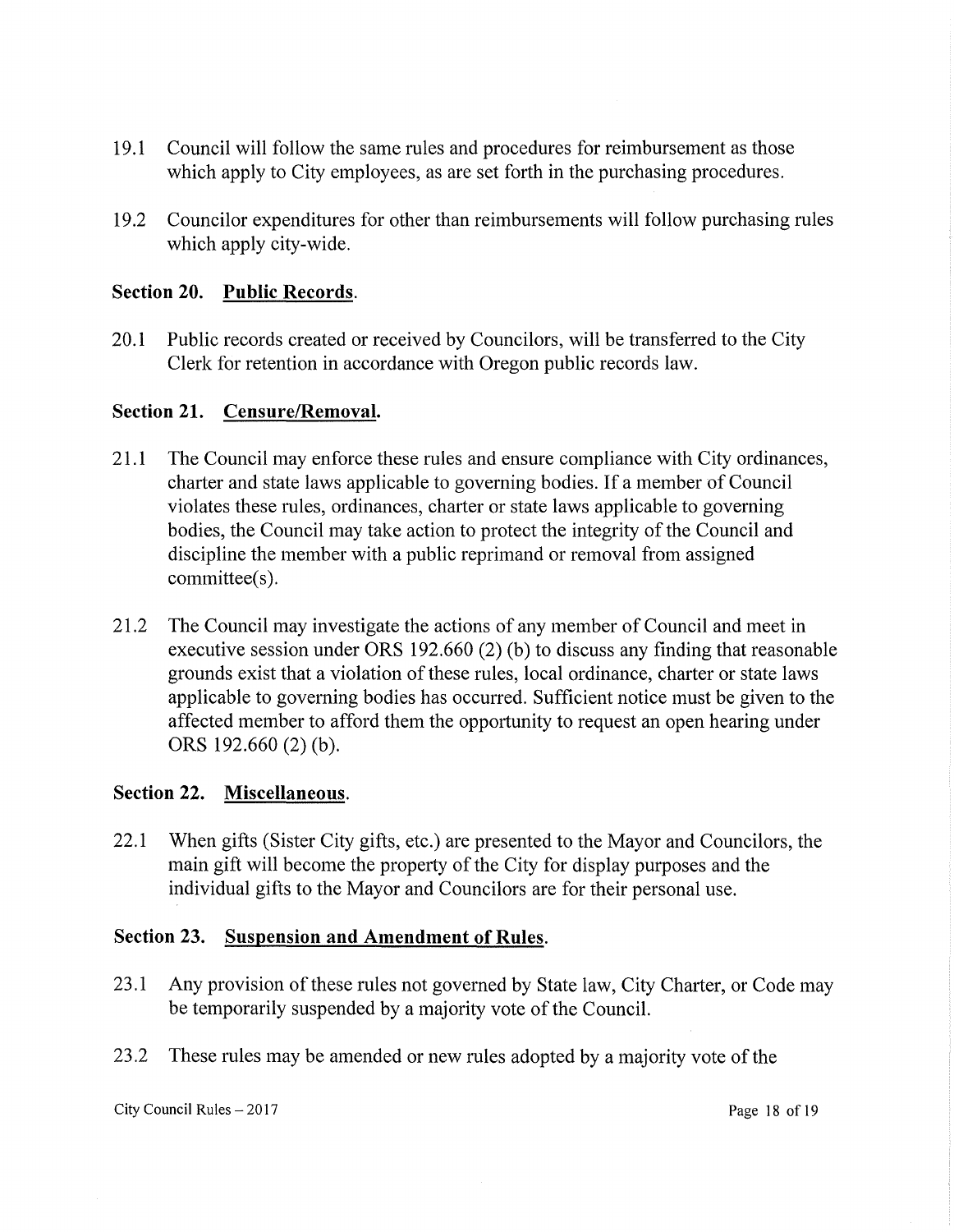19.1 Council will follow the same rules and procedures for reimbursement as those which apply to City employees, as are set forth in the purchasing procedures.

19.2 Councilor expenditures for other than reimbursements will follow purchasing rules which apply city-wide.

## Section 20. Public Records.

20.1 Public records created or received by Councilors, will be transferred to the City Clerk for retention in accordance with Oregon public records law.

## Section 21. Censure/Removal.

21.1 The Council may enforce these rules and ensure compliance with City ordinances, charter and state laws applicable to governing bodies. If a member of Council violates these rules, ordinances, charter or state laws applicable to governing bodies, the Council may take action to protect the integrity of the Council and discipline the member with a public reprimand or removal from assigned committee(s).

21.2 The Council may investigate the actions of any member of Council and meet in executive session under ORS 192.660 (2) (b) to discuss any finding that reasonable grounds exist that a violation of these rules, local ordinance, charter or state laws applicable to governing bodies has occurred. Sufficient notice must be given to the affected member to afford them the opportunity to request an open hearing under ORS 192.660 (2) (b).

## Section 22. Miscellaneous.

22.1 When gifts (Sister City gifts, etc.) are presented to the Mayor and Councilors, the main gift will become the property of the City for display purposes and the individual gifts to the Mayor and Councilors are for their personal use.

## Section 23. Suspension and Amendment of Rules.

23.1 Any provision of these rules not governed by State law, City Charter, or Code may be temporarily suspended by a majority vote of the Council.

23.2 These rules may be amended or new rules adopted by a majority vote of the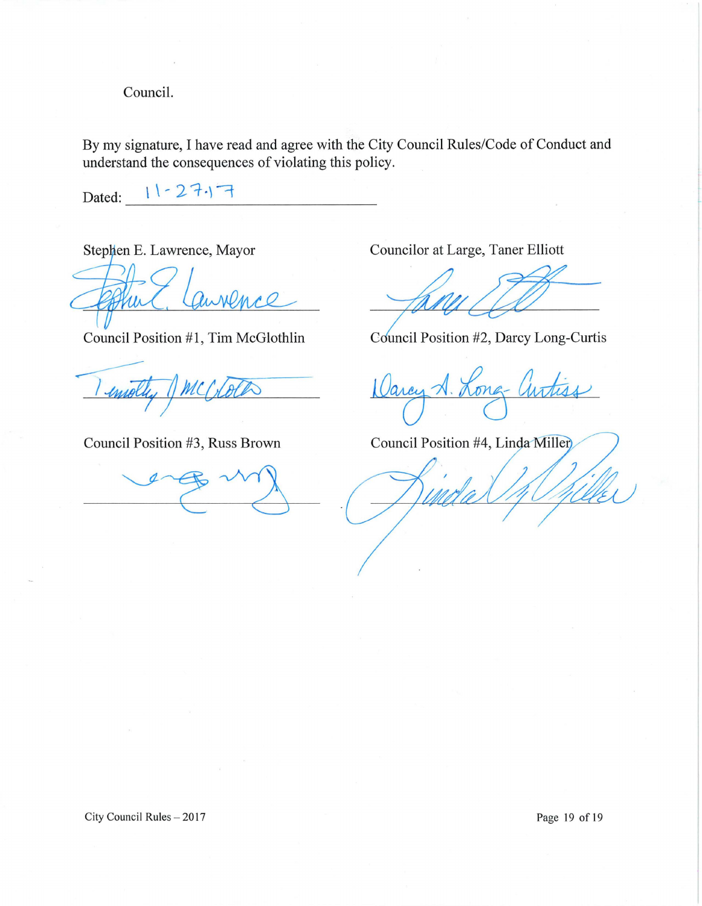Council.

By my signature, I have read and agree with the City Council Rules/Code of Conduct and understand the consequences of violating this policy.

Dated: 11-27-17

Stephen E. Lawrence, Mayor

Councilor at Large, Taner Elliott

Council Position #1, Tim McGlothlin

Council Position #2, Darcy Long-Curtis

Council Position #3, Russ Brown

Council Position #4, Linda Miller

City Council Rules – 2017